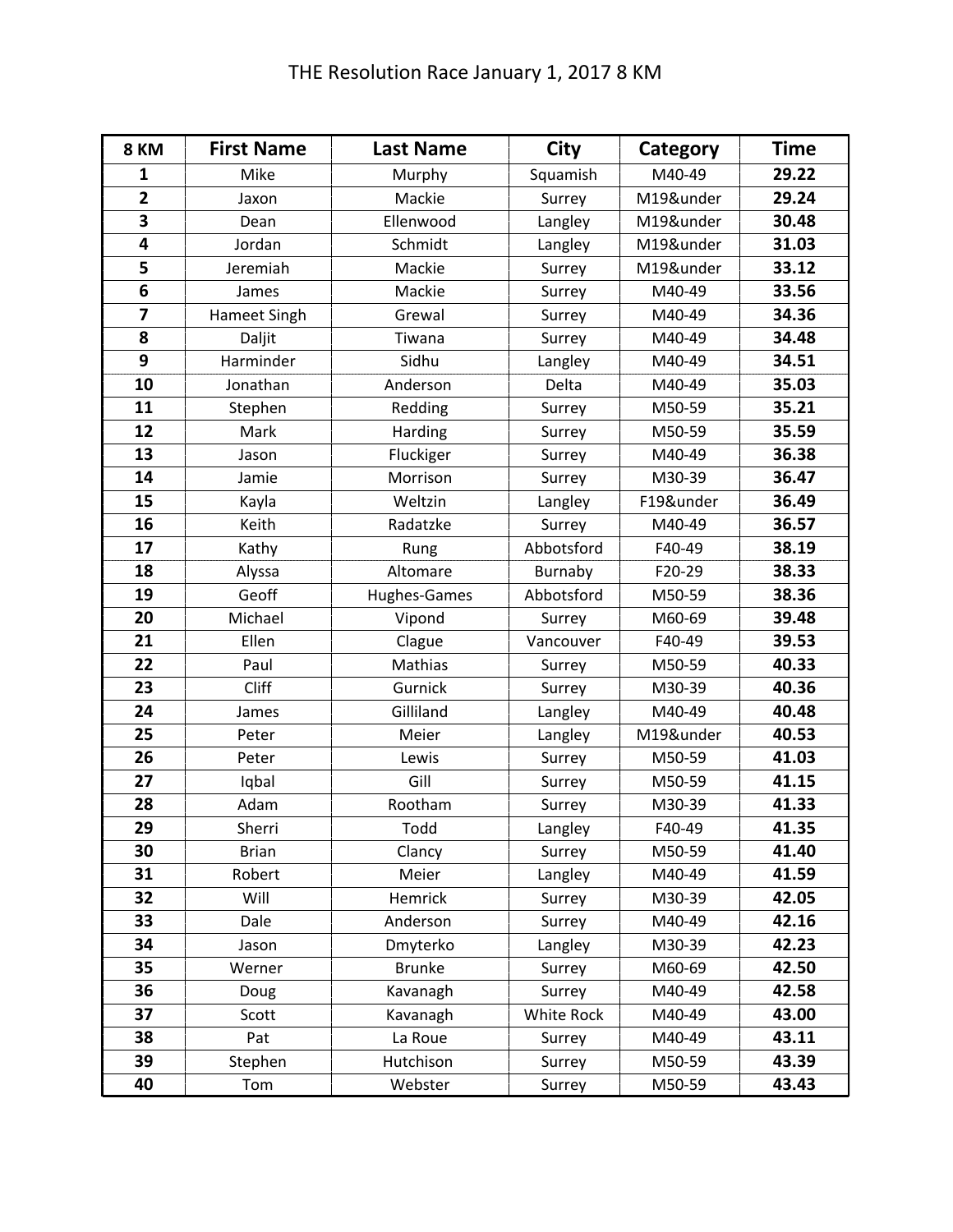# THE Resolution Race January 1, 2017 8 KM

| 8 KM | First Name | Last Name | City | Category | Time |
|---|---|---|---|---|---|
| **1** | Mike | Murphy | Squamish | M40-49 | **29.22** |
| **2** | Jaxon | Mackie | Surrey | M19&under | **29.24** |
| **3** | Dean | Ellenwood | Langley | M19&under | **30.48** |
| **4** | Jordan | Schmidt | Langley | M19&under | **31.03** |
| **5** | Jeremiah | Mackie | Surrey | M19&under | **33.12** |
| **6** | James | Mackie | Surrey | M40-49 | **33.56** |
| **7** | Hameet Singh | Grewal | Surrey | M40-49 | **34.36** |
| **8** | Daljit | Tiwana | Surrey | M40-49 | **34.48** |
| **9** | Harminder | Sidhu | Langley | M40-49 | **34.51** |
| **10** | Jonathan | Anderson | Delta | M40-49 | **35.03** |
| **11** | Stephen | Redding | Surrey | M50-59 | **35.21** |
| **12** | Mark | Harding | Surrey | M50-59 | **35.59** |
| **13** | Jason | Fluckiger | Surrey | M40-49 | **36.38** |
| **14** | Jamie | Morrison | Surrey | M30-39 | **36.47** |
| **15** | Kayla | Weltzin | Langley | F19&under | **36.49** |
| **16** | Keith | Radatzke | Surrey | M40-49 | **36.57** |
| **17** | Kathy | Rung | Abbotsford | F40-49 | **38.19** |
| **18** | Alyssa | Altomare | Burnaby | F20-29 | **38.33** |
| **19** | Geoff | Hughes-Games | Abbotsford | M50-59 | **38.36** |
| **20** | Michael | Vipond | Surrey | M60-69 | **39.48** |
| **21** | Ellen | Clague | Vancouver | F40-49 | **39.53** |
| **22** | Paul | Mathias | Surrey | M50-59 | **40.33** |
| **23** | Cliff | Gurnick | Surrey | M30-39 | **40.36** |
| **24** | James | Gilliland | Langley | M40-49 | **40.48** |
| **25** | Peter | Meier | Langley | M19&under | **40.53** |
| **26** | Peter | Lewis | Surrey | M50-59 | **41.03** |
| **27** | Iqbal | Gill | Surrey | M50-59 | **41.15** |
| **28** | Adam | Rootham | Surrey | M30-39 | **41.33** |
| **29** | Sherri | Todd | Langley | F40-49 | **41.35** |
| **30** | Brian | Clancy | Surrey | M50-59 | **41.40** |
| **31** | Robert | Meier | Langley | M40-49 | **41.59** |
| **32** | Will | Hemrick | Surrey | M30-39 | **42.05** |
| **33** | Dale | Anderson | Surrey | M40-49 | **42.16** |
| **34** | Jason | Dmyterko | Langley | M30-39 | **42.23** |
| **35** | Werner | Brunke | Surrey | M60-69 | **42.50** |
| **36** | Doug | Kavanagh | Surrey | M40-49 | **42.58** |
| **37** | Scott | Kavanagh | White Rock | M40-49 | **43.00** |
| **38** | Pat | La Roue | Surrey | M40-49 | **43.11** |
| **39** | Stephen | Hutchison | Surrey | M50-59 | **43.39** |
| **40** | Tom | Webster | Surrey | M50-59 | **43.43** |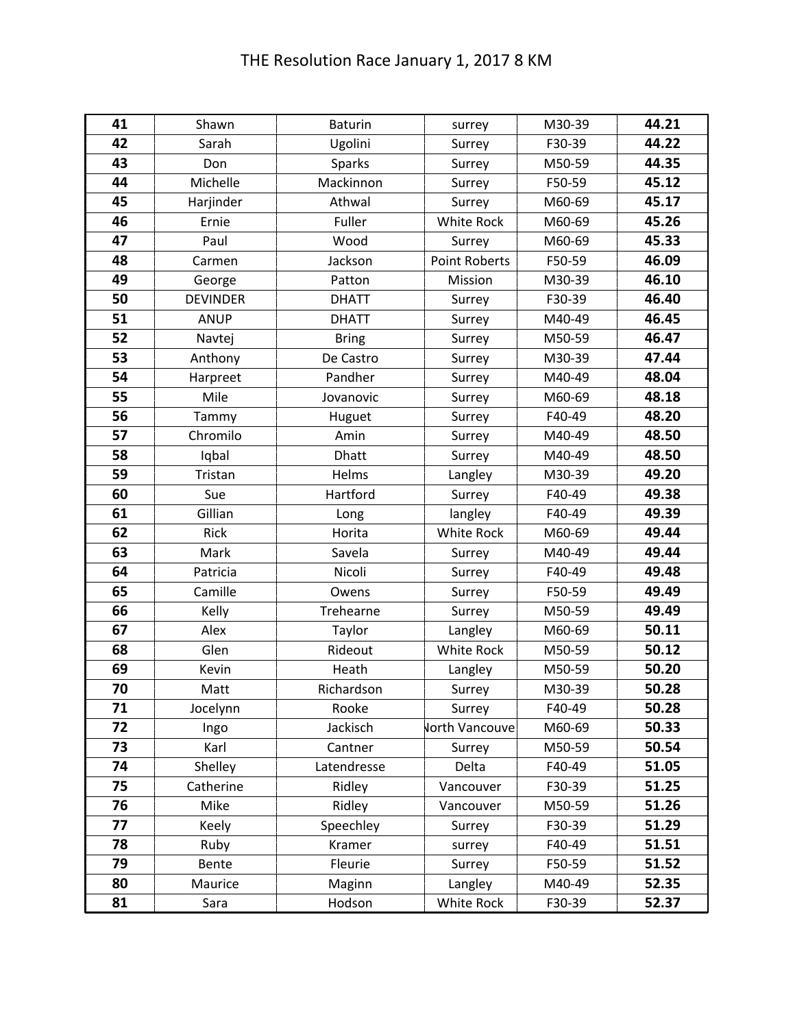# THE Resolution Race January 1, 2017 8 KM

| | | | | | |
|---|---|---|---|---|---|
| **41** | Shawn | Baturin | surrey | M30-39 | **44.21** |
| **42** | Sarah | Ugolini | Surrey | F30-39 | **44.22** |
| **43** | Don | Sparks | Surrey | M50-59 | **44.35** |
| **44** | Michelle | Mackinnon | Surrey | F50-59 | **45.12** |
| **45** | Harjinder | Athwal | Surrey | M60-69 | **45.17** |
| **46** | Ernie | Fuller | White Rock | M60-69 | **45.26** |
| **47** | Paul | Wood | Surrey | M60-69 | **45.33** |
| **48** | Carmen | Jackson | Point Roberts | F50-59 | **46.09** |
| **49** | George | Patton | Mission | M30-39 | **46.10** |
| **50** | DEVINDER | DHATT | Surrey | F30-39 | **46.40** |
| **51** | ANUP | DHATT | Surrey | M40-49 | **46.45** |
| **52** | Navtej | Bring | Surrey | M50-59 | **46.47** |
| **53** | Anthony | De Castro | Surrey | M30-39 | **47.44** |
| **54** | Harpreet | Pandher | Surrey | M40-49 | **48.04** |
| **55** | Mile | Jovanovic | Surrey | M60-69 | **48.18** |
| **56** | Tammy | Huguet | Surrey | F40-49 | **48.20** |
| **57** | Chromilo | Amin | Surrey | M40-49 | **48.50** |
| **58** | Iqbal | Dhatt | Surrey | M40-49 | **48.50** |
| **59** | Tristan | Helms | Langley | M30-39 | **49.20** |
| **60** | Sue | Hartford | Surrey | F40-49 | **49.38** |
| **61** | Gillian | Long | langley | F40-49 | **49.39** |
| **62** | Rick | Horita | White Rock | M60-69 | **49.44** |
| **63** | Mark | Savela | Surrey | M40-49 | **49.44** |
| **64** | Patricia | Nicoli | Surrey | F40-49 | **49.48** |
| **65** | Camille | Owens | Surrey | F50-59 | **49.49** |
| **66** | Kelly | Trehearne | Surrey | M50-59 | **49.49** |
| **67** | Alex | Taylor | Langley | M60-69 | **50.11** |
| **68** | Glen | Rideout | White Rock | M50-59 | **50.12** |
| **69** | Kevin | Heath | Langley | M50-59 | **50.20** |
| **70** | Matt | Richardson | Surrey | M30-39 | **50.28** |
| **71** | Jocelynn | Rooke | Surrey | F40-49 | **50.28** |
| **72** | Ingo | Jackisch | North Vancouve | M60-69 | **50.33** |
| **73** | Karl | Cantner | Surrey | M50-59 | **50.54** |
| **74** | Shelley | Latendresse | Delta | F40-49 | **51.05** |
| **75** | Catherine | Ridley | Vancouver | F30-39 | **51.25** |
| **76** | Mike | Ridley | Vancouver | M50-59 | **51.26** |
| **77** | Keely | Speechley | Surrey | F30-39 | **51.29** |
| **78** | Ruby | Kramer | surrey | F40-49 | **51.51** |
| **79** | Bente | Fleurie | Surrey | F50-59 | **51.52** |
| **80** | Maurice | Maginn | Langley | M40-49 | **52.35** |
| **81** | Sara | Hodson | White Rock | F30-39 | **52.37** |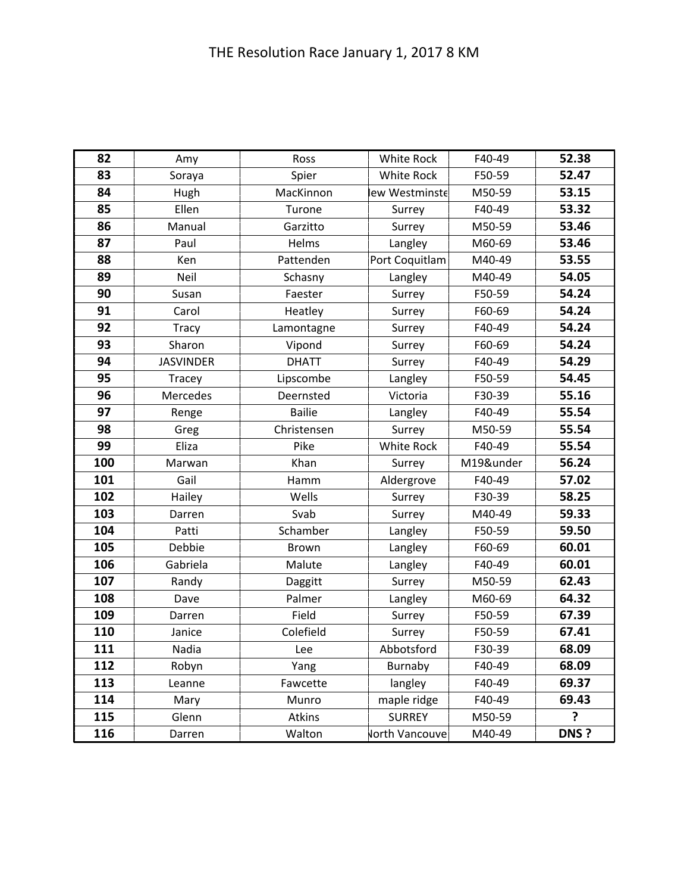# THE Resolution Race January 1, 2017 8 KM

| | | | | | |
|---|---|---|---|---|---|
| **82** | Amy | Ross | White Rock | F40-49 | **52.38** |
| **83** | Soraya | Spier | White Rock | F50-59 | **52.47** |
| **84** | Hugh | MacKinnon | lew Westminste | M50-59 | **53.15** |
| **85** | Ellen | Turone | Surrey | F40-49 | **53.32** |
| **86** | Manual | Garzitto | Surrey | M50-59 | **53.46** |
| **87** | Paul | Helms | Langley | M60-69 | **53.46** |
| **88** | Ken | Pattenden | Port Coquitlam | M40-49 | **53.55** |
| **89** | Neil | Schasny | Langley | M40-49 | **54.05** |
| **90** | Susan | Faester | Surrey | F50-59 | **54.24** |
| **91** | Carol | Heatley | Surrey | F60-69 | **54.24** |
| **92** | Tracy | Lamontagne | Surrey | F40-49 | **54.24** |
| **93** | Sharon | Vipond | Surrey | F60-69 | **54.24** |
| **94** | JASVINDER | DHATT | Surrey | F40-49 | **54.29** |
| **95** | Tracey | Lipscombe | Langley | F50-59 | **54.45** |
| **96** | Mercedes | Deernsted | Victoria | F30-39 | **55.16** |
| **97** | Renge | Bailie | Langley | F40-49 | **55.54** |
| **98** | Greg | Christensen | Surrey | M50-59 | **55.54** |
| **99** | Eliza | Pike | White Rock | F40-49 | **55.54** |
| **100** | Marwan | Khan | Surrey | M19&under | **56.24** |
| **101** | Gail | Hamm | Aldergrove | F40-49 | **57.02** |
| **102** | Hailey | Wells | Surrey | F30-39 | **58.25** |
| **103** | Darren | Svab | Surrey | M40-49 | **59.33** |
| **104** | Patti | Schamber | Langley | F50-59 | **59.50** |
| **105** | Debbie | Brown | Langley | F60-69 | **60.01** |
| **106** | Gabriela | Malute | Langley | F40-49 | **60.01** |
| **107** | Randy | Daggitt | Surrey | M50-59 | **62.43** |
| **108** | Dave | Palmer | Langley | M60-69 | **64.32** |
| **109** | Darren | Field | Surrey | F50-59 | **67.39** |
| **110** | Janice | Colefield | Surrey | F50-59 | **67.41** |
| **111** | Nadia | Lee | Abbotsford | F30-39 | **68.09** |
| **112** | Robyn | Yang | Burnaby | F40-49 | **68.09** |
| **113** | Leanne | Fawcette | langley | F40-49 | **69.37** |
| **114** | Mary | Munro | maple ridge | F40-49 | **69.43** |
| **115** | Glenn | Atkins | SURREY | M50-59 | **?** |
| **116** | Darren | Walton | lorth Vancouve | M40-49 | **DNS ?** |